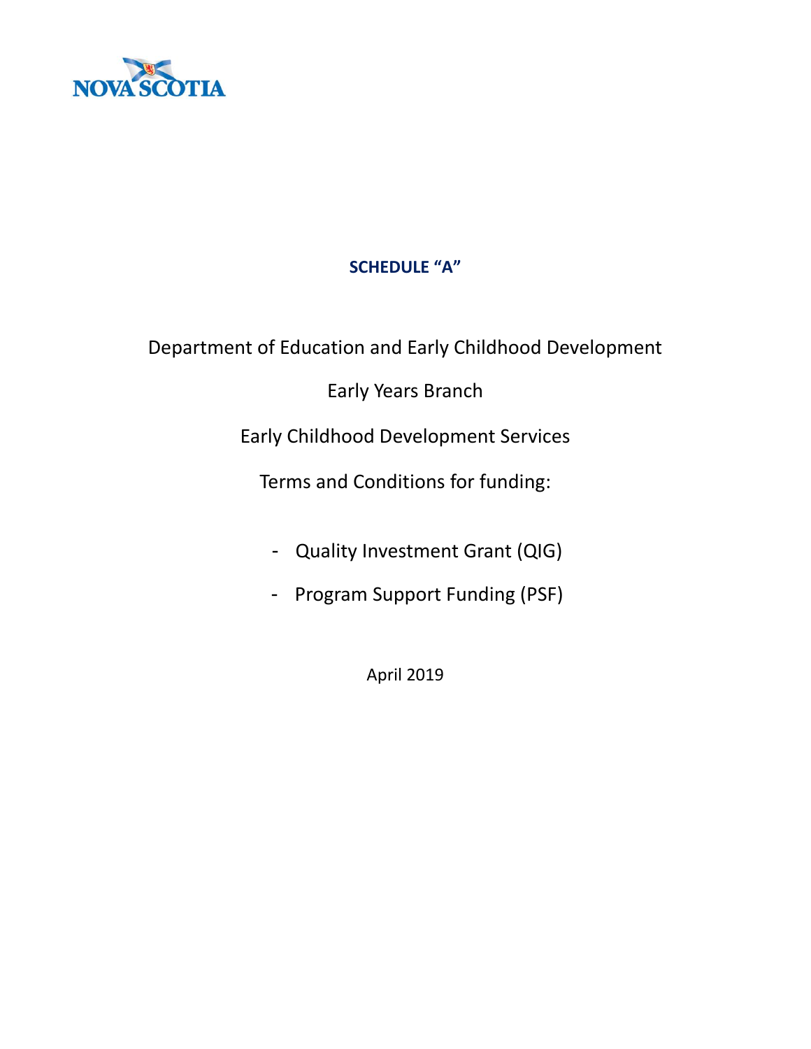NOVA SCOTIA

# SCHEDULE "A"

Department of Education and Early Childhood Development

Early Years Branch

Early Childhood Development Services

Terms and Conditions for funding:

- Quality Investment Grant (QIG)
- Program Support Funding (PSF)

April 2019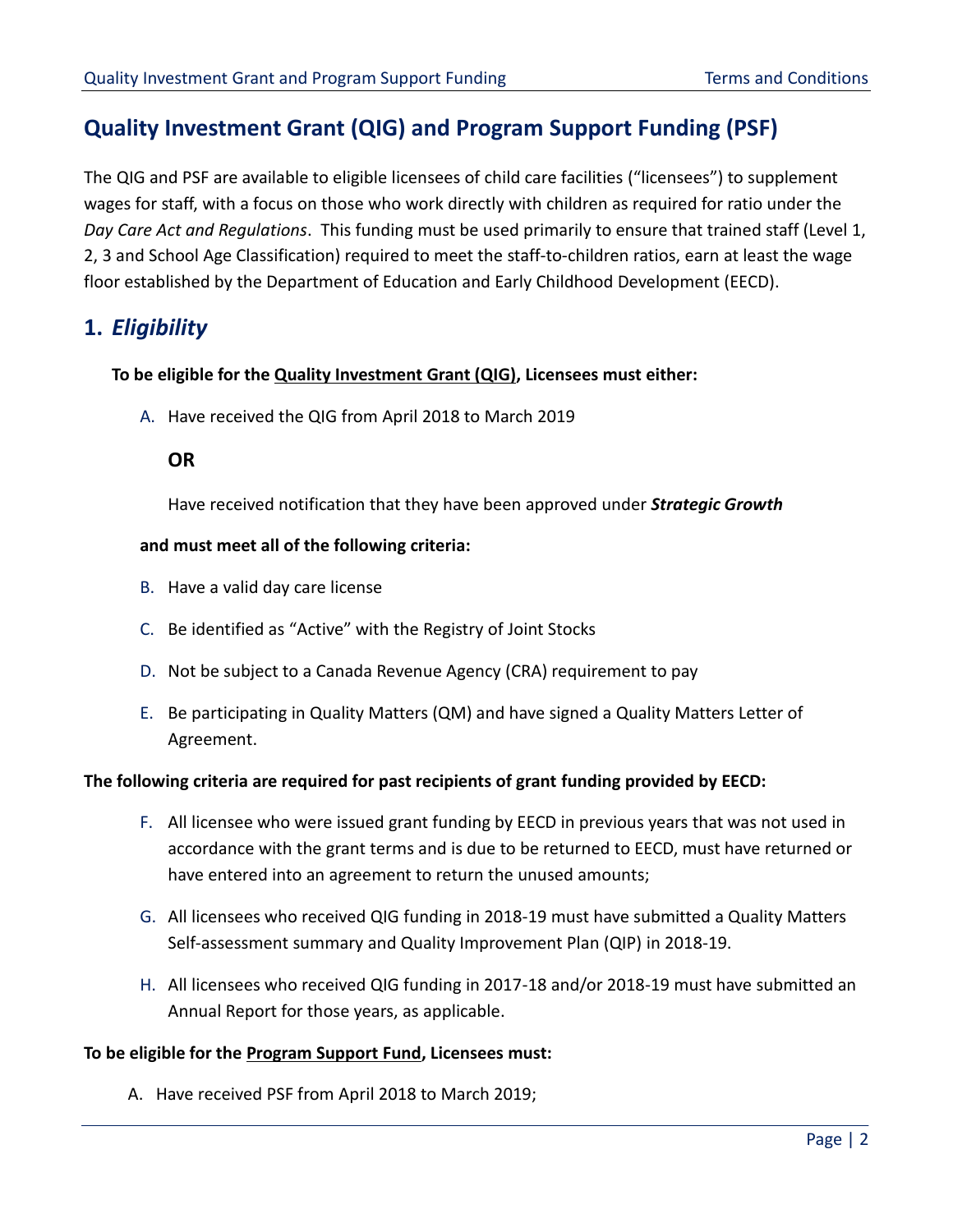# Quality Investment Grant (QIG) and Program Support Funding (PSF)

The QIG and PSF are available to eligible licensees of child care facilities ("licensees") to supplement wages for staff, with a focus on those who work directly with children as required for ratio under the *Day Care Act and Regulations*. This funding must be used primarily to ensure that trained staff (Level 1, 2, 3 and School Age Classification) required to meet the staff-to-children ratios, earn at least the wage floor established by the Department of Education and Early Childhood Development (EECD).

## 1. *Eligibility*

**To be eligible for the <u>Quality Investment Grant (QIG)</u>, Licensees must either:**

A. Have received the QIG from April 2018 to March 2019

**OR**

Have received notification that they have been approved under ***Strategic Growth***

**and must meet all of the following criteria:**

B. Have a valid day care license

C. Be identified as "Active" with the Registry of Joint Stocks

D. Not be subject to a Canada Revenue Agency (CRA) requirement to pay

E. Be participating in Quality Matters (QM) and have signed a Quality Matters Letter of Agreement.

**The following criteria are required for past recipients of grant funding provided by EECD:**

F. All licensee who were issued grant funding by EECD in previous years that was not used in accordance with the grant terms and is due to be returned to EECD, must have returned or have entered into an agreement to return the unused amounts;

G. All licensees who received QIG funding in 2018-19 must have submitted a Quality Matters Self-assessment summary and Quality Improvement Plan (QIP) in 2018-19.

H. All licensees who received QIG funding in 2017-18 and/or 2018-19 must have submitted an Annual Report for those years, as applicable.

**To be eligible for the <u>Program Support Fund</u>, Licensees must:**

A. Have received PSF from April 2018 to March 2019;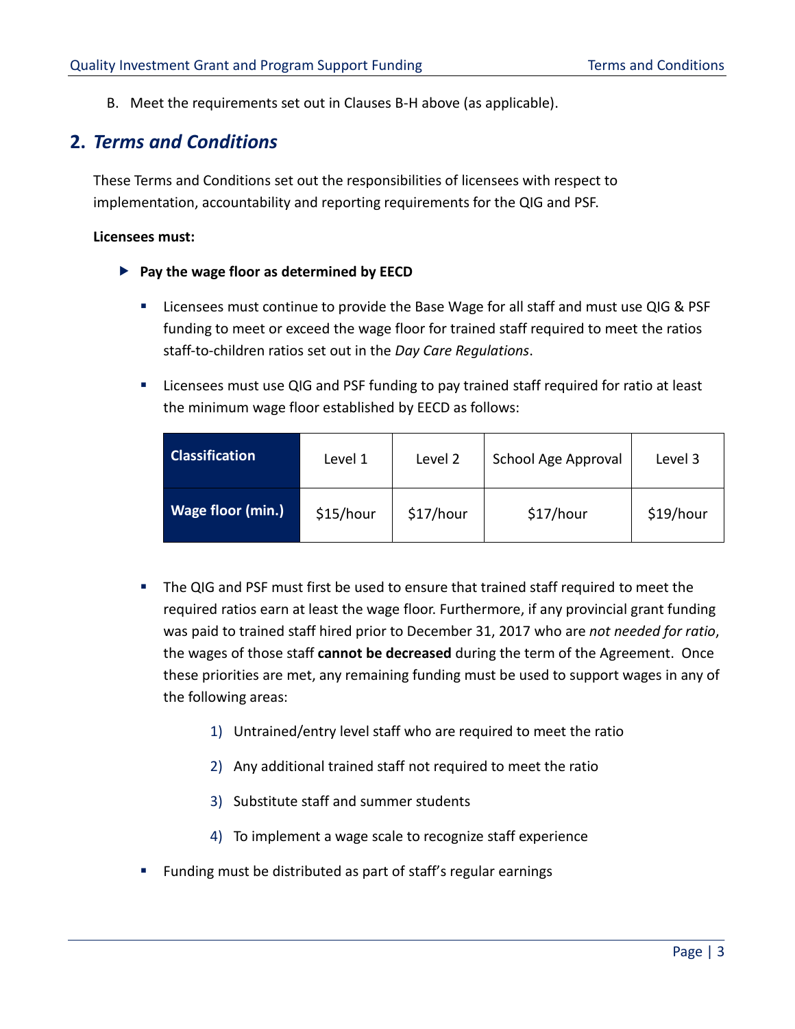B. Meet the requirements set out in Clauses B-H above (as applicable).

## 2. *Terms and Conditions*

These Terms and Conditions set out the responsibilities of licensees with respect to implementation, accountability and reporting requirements for the QIG and PSF.

**Licensees must:**

- **Pay the wage floor as determined by EECD**

  - Licensees must continue to provide the Base Wage for all staff and must use QIG & PSF funding to meet or exceed the wage floor for trained staff required to meet the ratios staff-to-children ratios set out in the *Day Care Regulations*.

  - Licensees must use QIG and PSF funding to pay trained staff required for ratio at least the minimum wage floor established by EECD as follows:

| Classification | Level 1 | Level 2 | School Age Approval | Level 3 |
|---|---|---|---|---|
| Wage floor (min.) | $15/hour | $17/hour | $17/hour | $19/hour |

  - The QIG and PSF must first be used to ensure that trained staff required to meet the required ratios earn at least the wage floor. Furthermore, if any provincial grant funding was paid to trained staff hired prior to December 31, 2017 who are *not needed for ratio*, the wages of those staff **cannot be decreased** during the term of the Agreement. Once these priorities are met, any remaining funding must be used to support wages in any of the following areas:

    1) Untrained/entry level staff who are required to meet the ratio
    2) Any additional trained staff not required to meet the ratio
    3) Substitute staff and summer students
    4) To implement a wage scale to recognize staff experience

  - Funding must be distributed as part of staff's regular earnings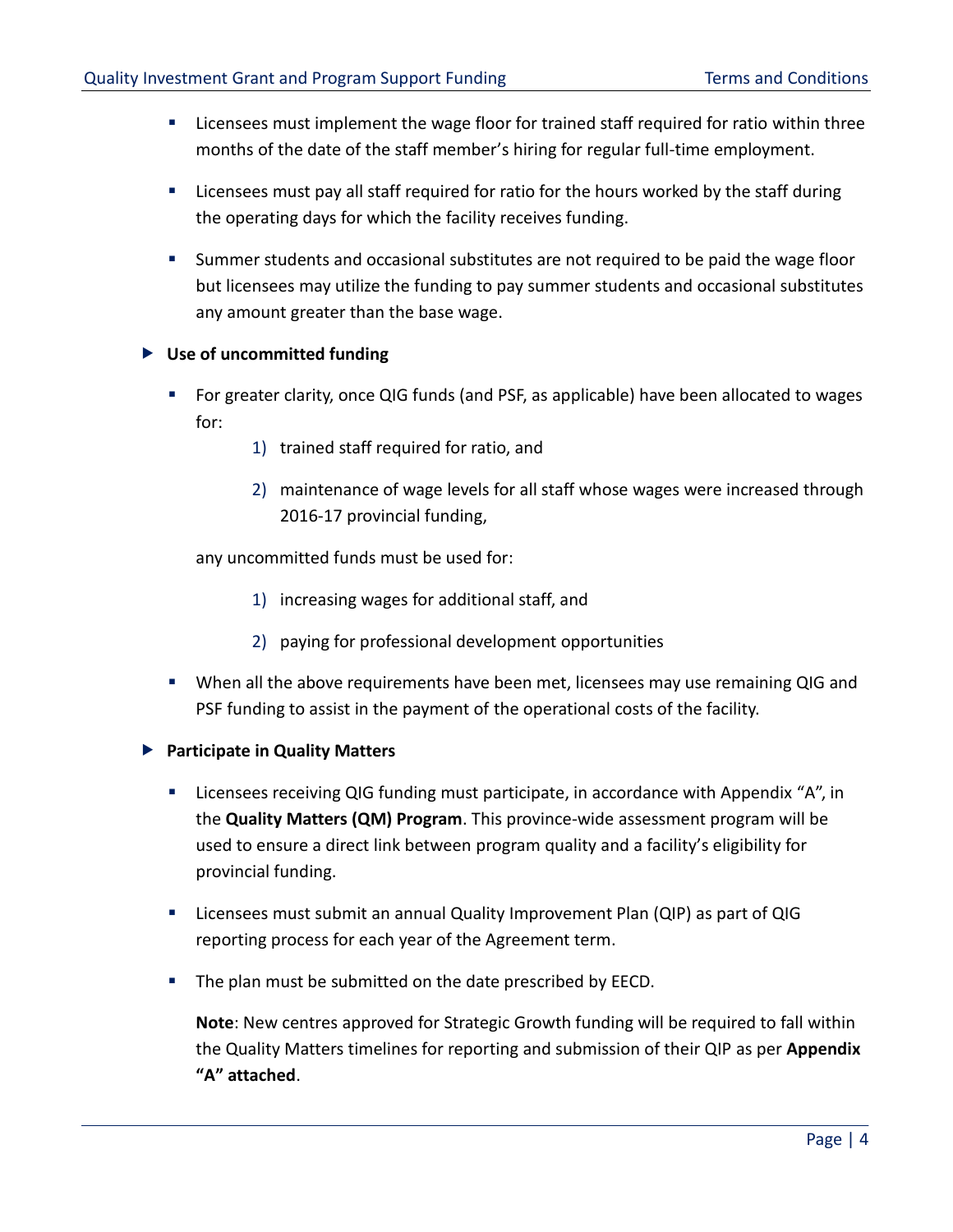- Licensees must implement the wage floor for trained staff required for ratio within three months of the date of the staff member's hiring for regular full-time employment.

- Licensees must pay all staff required for ratio for the hours worked by the staff during the operating days for which the facility receives funding.

- Summer students and occasional substitutes are not required to be paid the wage floor but licensees may utilize the funding to pay summer students and occasional substitutes any amount greater than the base wage.

**Use of uncommitted funding**

- For greater clarity, once QIG funds (and PSF, as applicable) have been allocated to wages for:

    1) trained staff required for ratio, and

    2) maintenance of wage levels for all staff whose wages were increased through 2016-17 provincial funding,

  any uncommitted funds must be used for:

    1) increasing wages for additional staff, and

    2) paying for professional development opportunities

- When all the above requirements have been met, licensees may use remaining QIG and PSF funding to assist in the payment of the operational costs of the facility.

**Participate in Quality Matters**

- Licensees receiving QIG funding must participate, in accordance with Appendix "A", in the **Quality Matters (QM) Program**. This province-wide assessment program will be used to ensure a direct link between program quality and a facility's eligibility for provincial funding.

- Licensees must submit an annual Quality Improvement Plan (QIP) as part of QIG reporting process for each year of the Agreement term.

- The plan must be submitted on the date prescribed by EECD.

  **Note**: New centres approved for Strategic Growth funding will be required to fall within the Quality Matters timelines for reporting and submission of their QIP as per **Appendix "A" attached**.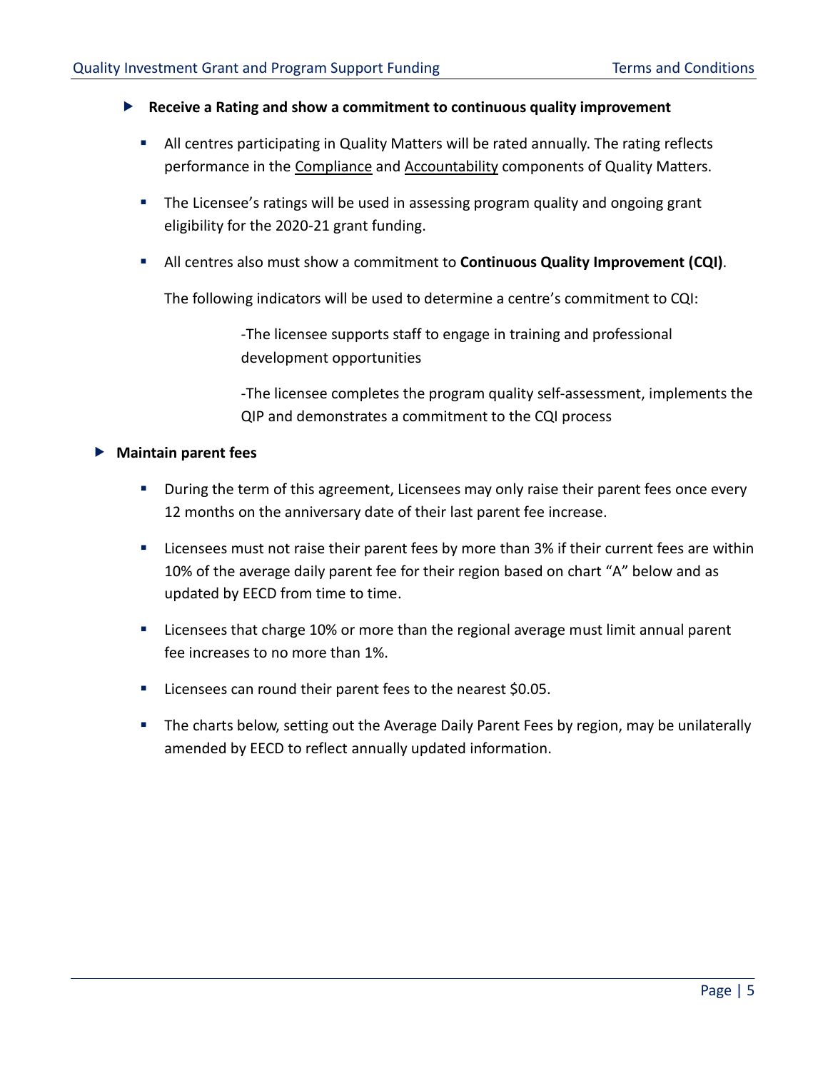- **Receive a Rating and show a commitment to continuous quality improvement**
  - All centres participating in Quality Matters will be rated annually. The rating reflects performance in the Compliance and Accountability components of Quality Matters.
  - The Licensee's ratings will be used in assessing program quality and ongoing grant eligibility for the 2020-21 grant funding.
  - All centres also must show a commitment to **Continuous Quality Improvement (CQI)**.

    The following indicators will be used to determine a centre's commitment to CQI:

    -The licensee supports staff to engage in training and professional development opportunities

    -The licensee completes the program quality self-assessment, implements the QIP and demonstrates a commitment to the CQI process

- **Maintain parent fees**
  - During the term of this agreement, Licensees may only raise their parent fees once every 12 months on the anniversary date of their last parent fee increase.
  - Licensees must not raise their parent fees by more than 3% if their current fees are within 10% of the average daily parent fee for their region based on chart "A" below and as updated by EECD from time to time.
  - Licensees that charge 10% or more than the regional average must limit annual parent fee increases to no more than 1%.
  - Licensees can round their parent fees to the nearest $0.05.
  - The charts below, setting out the Average Daily Parent Fees by region, may be unilaterally amended by EECD to reflect annually updated information.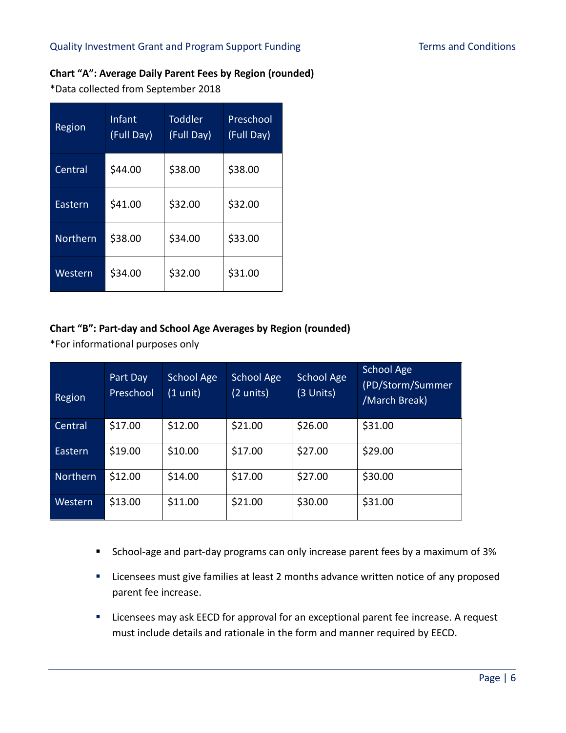**Chart "A": Average Daily Parent Fees by Region (rounded)**

*Data collected from September 2018

| Region | Infant (Full Day) | Toddler (Full Day) | Preschool (Full Day) |
|---|---|---|---|
| Central | $44.00 | $38.00 | $38.00 |
| Eastern | $41.00 | $32.00 | $32.00 |
| Northern | $38.00 | $34.00 | $33.00 |
| Western | $34.00 | $32.00 | $31.00 |

**Chart "B": Part-day and School Age Averages by Region (rounded)**

*For informational purposes only

| Region | Part Day Preschool | School Age (1 unit) | School Age (2 units) | School Age (3 Units) | School Age (PD/Storm/Summer /March Break) |
|---|---|---|---|---|---|
| Central | $17.00 | $12.00 | $21.00 | $26.00 | $31.00 |
| Eastern | $19.00 | $10.00 | $17.00 | $27.00 | $29.00 |
| Northern | $12.00 | $14.00 | $17.00 | $27.00 | $30.00 |
| Western | $13.00 | $11.00 | $21.00 | $30.00 | $31.00 |

- School-age and part-day programs can only increase parent fees by a maximum of 3%
- Licensees must give families at least 2 months advance written notice of any proposed parent fee increase.
- Licensees may ask EECD for approval for an exceptional parent fee increase. A request must include details and rationale in the form and manner required by EECD.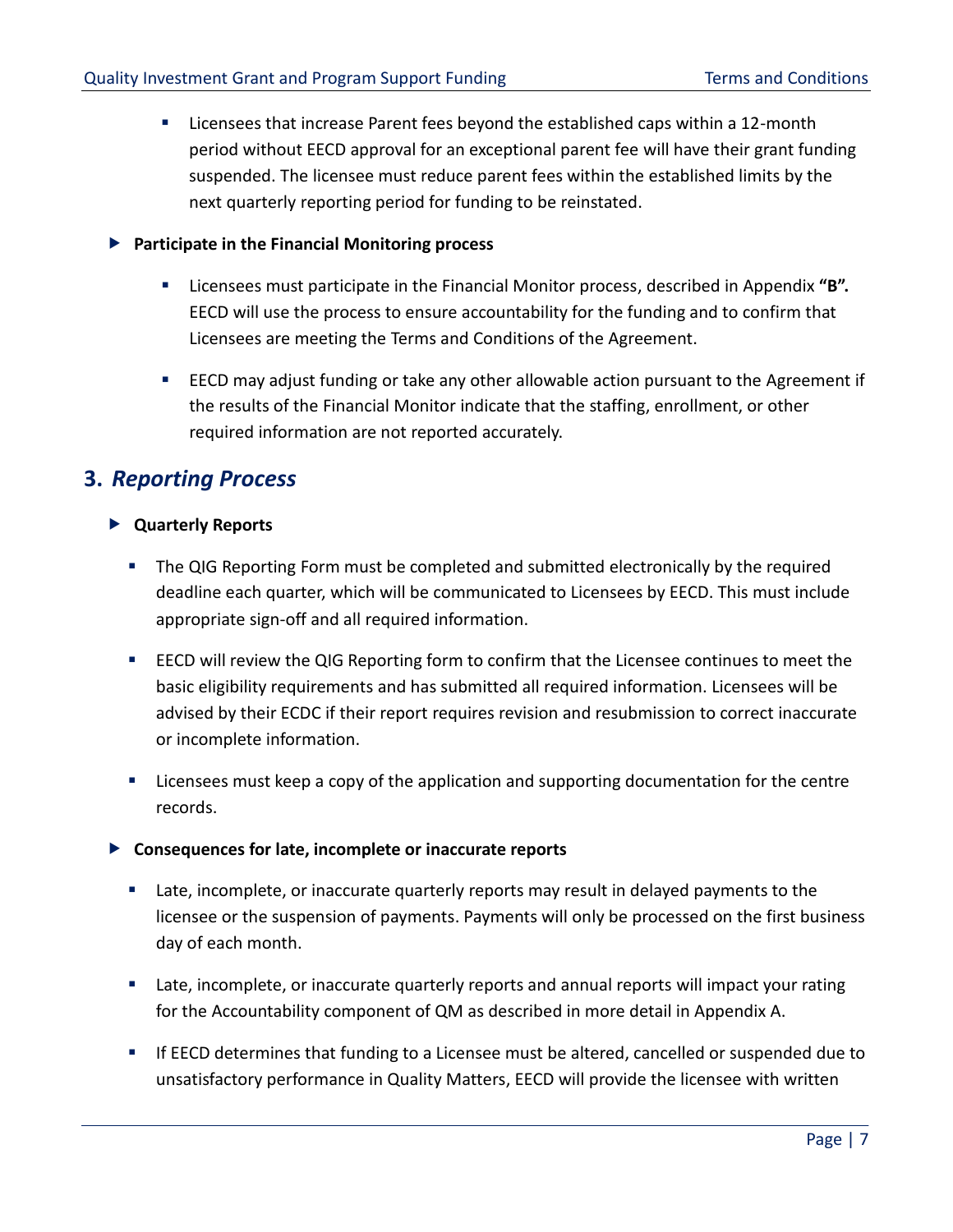- Licensees that increase Parent fees beyond the established caps within a 12-month period without EECD approval for an exceptional parent fee will have their grant funding suspended. The licensee must reduce parent fees within the established limits by the next quarterly reporting period for funding to be reinstated.

- **Participate in the Financial Monitoring process**
  - Licensees must participate in the Financial Monitor process, described in Appendix **"B".** EECD will use the process to ensure accountability for the funding and to confirm that Licensees are meeting the Terms and Conditions of the Agreement.
  - EECD may adjust funding or take any other allowable action pursuant to the Agreement if the results of the Financial Monitor indicate that the staffing, enrollment, or other required information are not reported accurately.

## 3. *Reporting Process*

- **Quarterly Reports**
  - The QIG Reporting Form must be completed and submitted electronically by the required deadline each quarter, which will be communicated to Licensees by EECD. This must include appropriate sign-off and all required information.
  - EECD will review the QIG Reporting form to confirm that the Licensee continues to meet the basic eligibility requirements and has submitted all required information. Licensees will be advised by their ECDC if their report requires revision and resubmission to correct inaccurate or incomplete information.
  - Licensees must keep a copy of the application and supporting documentation for the centre records.

- **Consequences for late, incomplete or inaccurate reports**
  - Late, incomplete, or inaccurate quarterly reports may result in delayed payments to the licensee or the suspension of payments. Payments will only be processed on the first business day of each month.
  - Late, incomplete, or inaccurate quarterly reports and annual reports will impact your rating for the Accountability component of QM as described in more detail in Appendix A.
  - If EECD determines that funding to a Licensee must be altered, cancelled or suspended due to unsatisfactory performance in Quality Matters, EECD will provide the licensee with written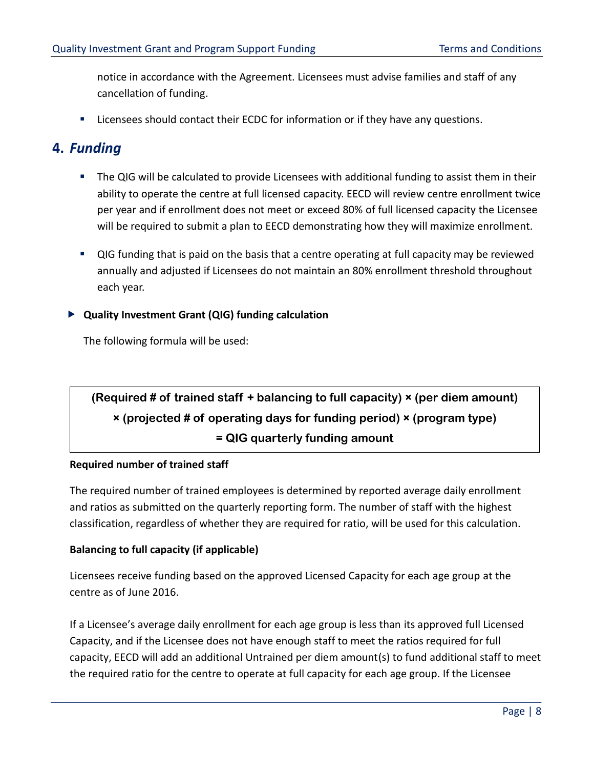notice in accordance with the Agreement. Licensees must advise families and staff of any cancellation of funding.

- Licensees should contact their ECDC for information or if they have any questions.

## 4. *Funding*

- The QIG will be calculated to provide Licensees with additional funding to assist them in their ability to operate the centre at full licensed capacity. EECD will review centre enrollment twice per year and if enrollment does not meet or exceed 80% of full licensed capacity the Licensee will be required to submit a plan to EECD demonstrating how they will maximize enrollment.

- QIG funding that is paid on the basis that a centre operating at full capacity may be reviewed annually and adjusted if Licensees do not maintain an 80% enrollment threshold throughout each year.

### Quality Investment Grant (QIG) funding calculation

The following formula will be used:

**(Required # of trained staff + balancing to full capacity) × (per diem amount) × (projected # of operating days for funding period) × (program type) = QIG quarterly funding amount**

**Required number of trained staff**

The required number of trained employees is determined by reported average daily enrollment and ratios as submitted on the quarterly reporting form. The number of staff with the highest classification, regardless of whether they are required for ratio, will be used for this calculation.

**Balancing to full capacity (if applicable)**

Licensees receive funding based on the approved Licensed Capacity for each age group at the centre as of June 2016.

If a Licensee's average daily enrollment for each age group is less than its approved full Licensed Capacity, and if the Licensee does not have enough staff to meet the ratios required for full capacity, EECD will add an additional Untrained per diem amount(s) to fund additional staff to meet the required ratio for the centre to operate at full capacity for each age group. If the Licensee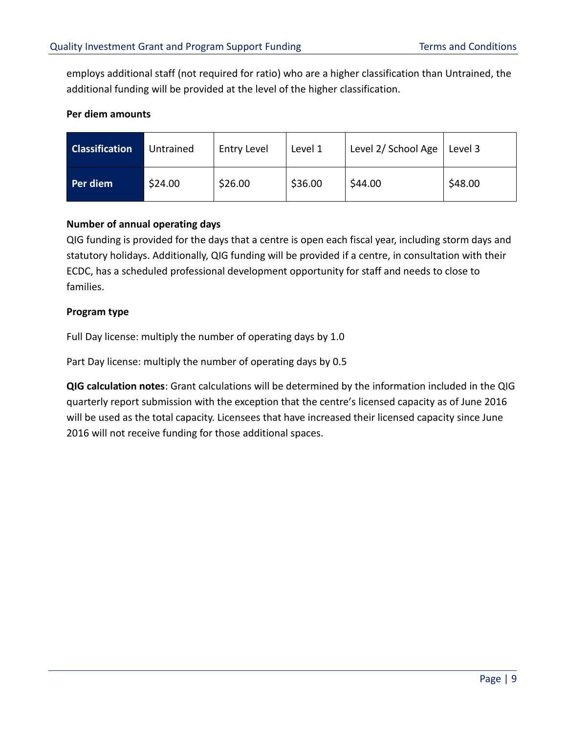employs additional staff (not required for ratio) who are a higher classification than Untrained, the additional funding will be provided at the level of the higher classification.

**Per diem amounts**

| Classification | Untrained | Entry Level | Level 1 | Level 2/ School Age | Level 3 |
|---|---|---|---|---|---|
| **Per diem** | $24.00 | $26.00 | $36.00 | $44.00 | $48.00 |

**Number of annual operating days**

QIG funding is provided for the days that a centre is open each fiscal year, including storm days and statutory holidays. Additionally, QIG funding will be provided if a centre, in consultation with their ECDC, has a scheduled professional development opportunity for staff and needs to close to families.

**Program type**

Full Day license: multiply the number of operating days by 1.0

Part Day license: multiply the number of operating days by 0.5

**QIG calculation notes**: Grant calculations will be determined by the information included in the QIG quarterly report submission with the exception that the centre's licensed capacity as of June 2016 will be used as the total capacity. Licensees that have increased their licensed capacity since June 2016 will not receive funding for those additional spaces.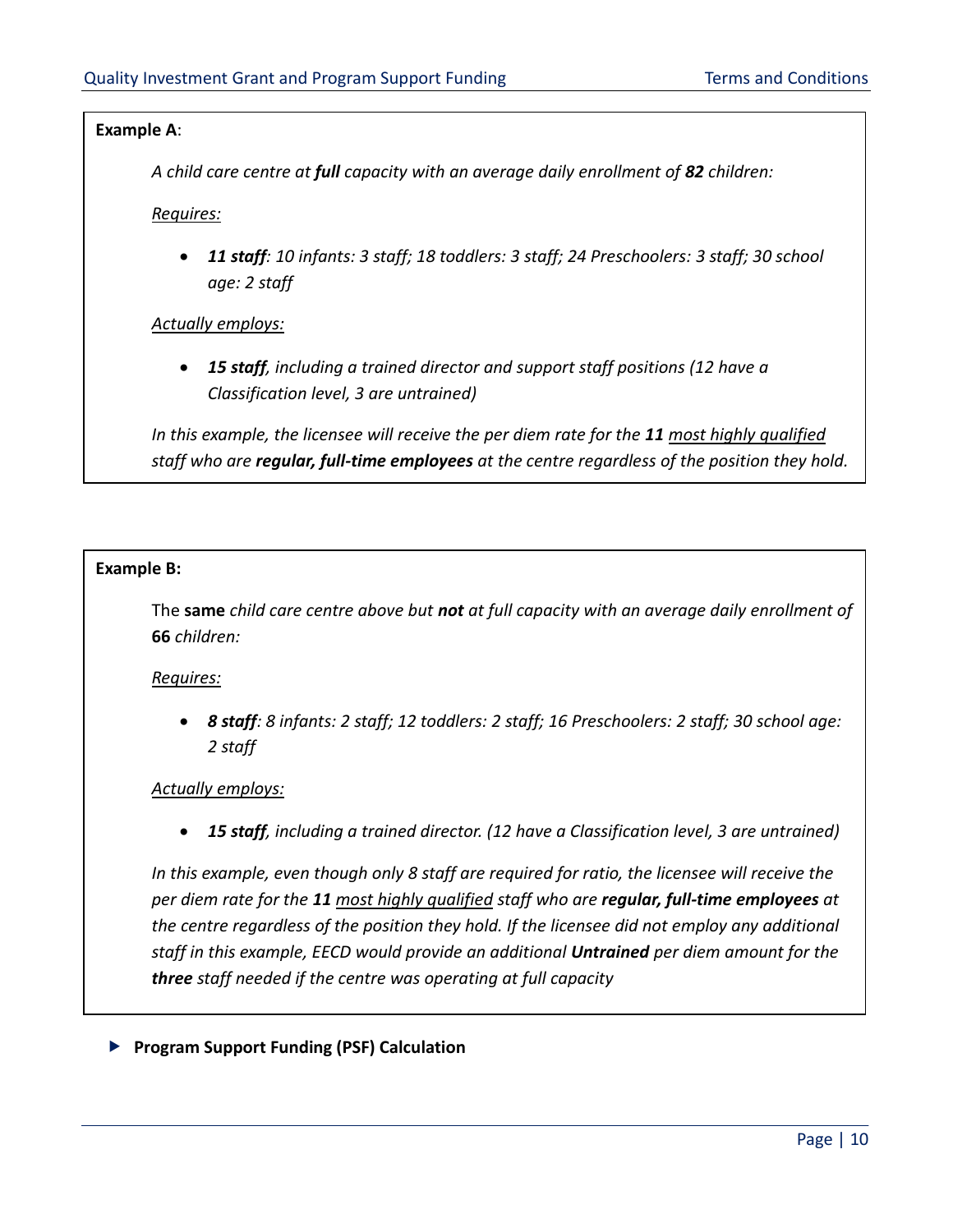**Example A**:

*A child care centre at **full** capacity with an average daily enrollment of **82** children:*

*<u>Requires:</u>*

- ***11 staff**: 10 infants: 3 staff; 18 toddlers: 3 staff; 24 Preschoolers: 3 staff; 30 school age: 2 staff*

*<u>Actually employs:</u>*

- ***15 staff**, including a trained director and support staff positions (12 have a Classification level, 3 are untrained)*

*In this example, the licensee will receive the per diem rate for the **11** <u>most highly qualified</u> staff who are **regular, full-time employees** at the centre regardless of the position they hold.*

**Example B:**

The **same** *child care centre above but **not** at full capacity with an average daily enrollment of* **66** *children:*

*<u>Requires:</u>*

- ***8 staff**: 8 infants: 2 staff; 12 toddlers: 2 staff; 16 Preschoolers: 2 staff; 30 school age: 2 staff*

*<u>Actually employs:</u>*

- ***15 staff**, including a trained director. (12 have a Classification level, 3 are untrained)*

*In this example, even though only 8 staff are required for ratio, the licensee will receive the per diem rate for the **11** <u>most highly qualified</u> staff who are **regular, full-time employees** at the centre regardless of the position they hold. If the licensee did not employ any additional staff in this example, EECD would provide an additional **Untrained** per diem amount for the **three** staff needed if the centre was operating at full capacity*

- **Program Support Funding (PSF) Calculation**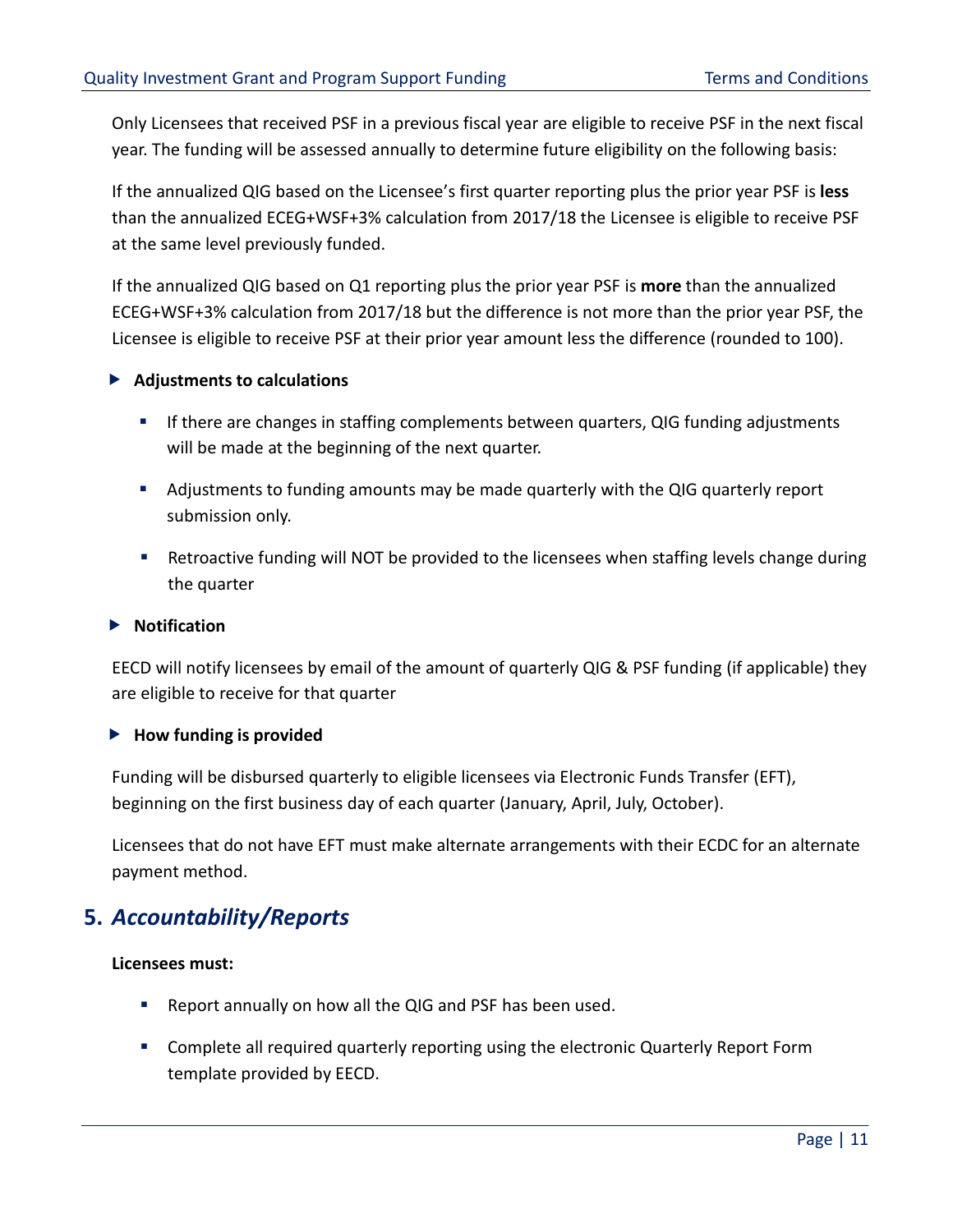Only Licensees that received PSF in a previous fiscal year are eligible to receive PSF in the next fiscal year. The funding will be assessed annually to determine future eligibility on the following basis:

If the annualized QIG based on the Licensee's first quarter reporting plus the prior year PSF is **less** than the annualized ECEG+WSF+3% calculation from 2017/18 the Licensee is eligible to receive PSF at the same level previously funded.

If the annualized QIG based on Q1 reporting plus the prior year PSF is **more** than the annualized ECEG+WSF+3% calculation from 2017/18 but the difference is not more than the prior year PSF, the Licensee is eligible to receive PSF at their prior year amount less the difference (rounded to 100).

- **Adjustments to calculations**
  - If there are changes in staffing complements between quarters, QIG funding adjustments will be made at the beginning of the next quarter.
  - Adjustments to funding amounts may be made quarterly with the QIG quarterly report submission only.
  - Retroactive funding will NOT be provided to the licensees when staffing levels change during the quarter

- **Notification**

EECD will notify licensees by email of the amount of quarterly QIG & PSF funding (if applicable) they are eligible to receive for that quarter

- **How funding is provided**

Funding will be disbursed quarterly to eligible licensees via Electronic Funds Transfer (EFT), beginning on the first business day of each quarter (January, April, July, October).

Licensees that do not have EFT must make alternate arrangements with their ECDC for an alternate payment method.

## 5. *Accountability/Reports*

**Licensees must:**

- Report annually on how all the QIG and PSF has been used.
- Complete all required quarterly reporting using the electronic Quarterly Report Form template provided by EECD.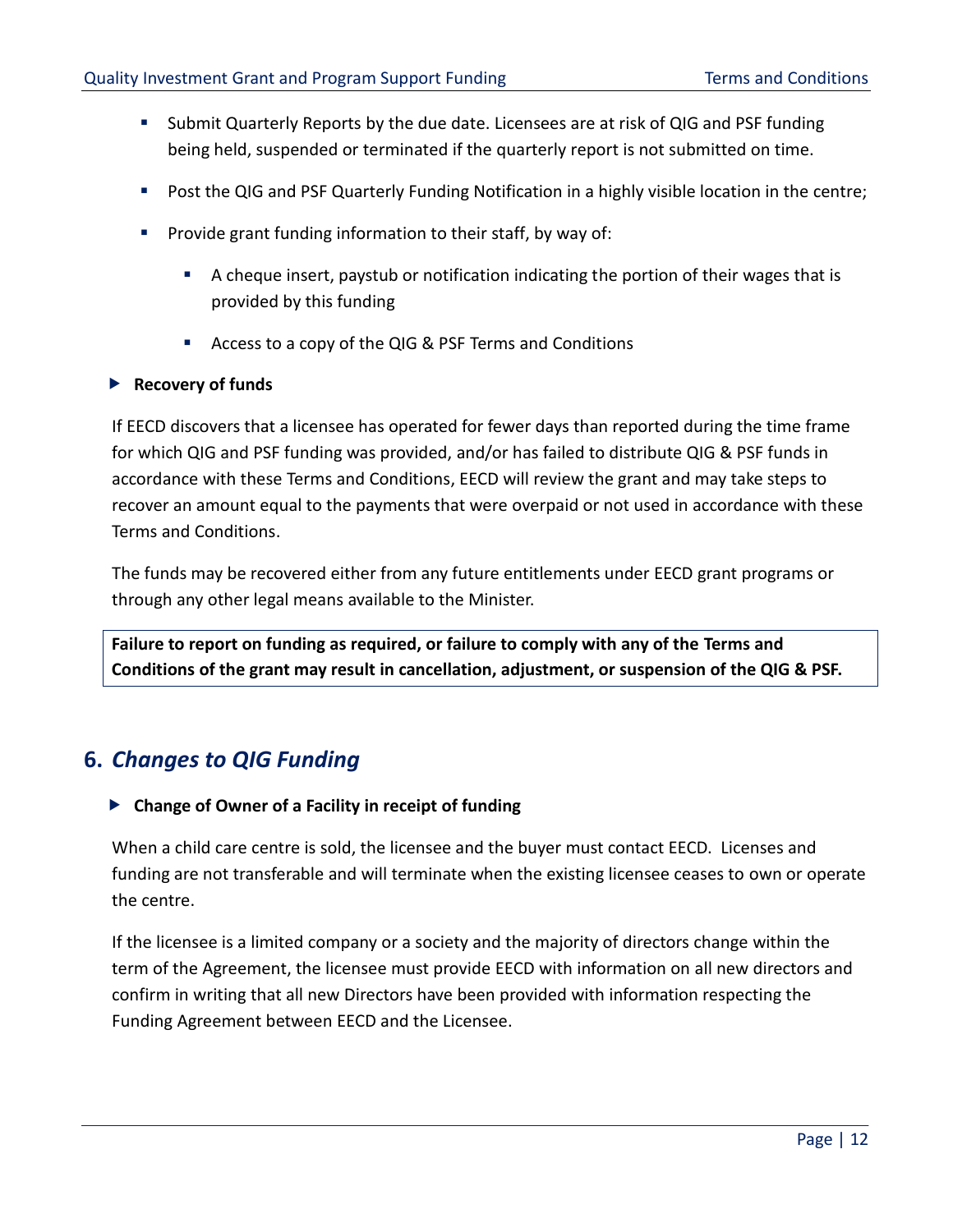- Submit Quarterly Reports by the due date. Licensees are at risk of QIG and PSF funding being held, suspended or terminated if the quarterly report is not submitted on time.
- Post the QIG and PSF Quarterly Funding Notification in a highly visible location in the centre;
- Provide grant funding information to their staff, by way of:
  - A cheque insert, paystub or notification indicating the portion of their wages that is provided by this funding
  - Access to a copy of the QIG & PSF Terms and Conditions

**Recovery of funds**

If EECD discovers that a licensee has operated for fewer days than reported during the time frame for which QIG and PSF funding was provided, and/or has failed to distribute QIG & PSF funds in accordance with these Terms and Conditions, EECD will review the grant and may take steps to recover an amount equal to the payments that were overpaid or not used in accordance with these Terms and Conditions.

The funds may be recovered either from any future entitlements under EECD grant programs or through any other legal means available to the Minister.

**Failure to report on funding as required, or failure to comply with any of the Terms and Conditions of the grant may result in cancellation, adjustment, or suspension of the QIG & PSF.**

## 6. *Changes to QIG Funding*

**Change of Owner of a Facility in receipt of funding**

When a child care centre is sold, the licensee and the buyer must contact EECD. Licenses and funding are not transferable and will terminate when the existing licensee ceases to own or operate the centre.

If the licensee is a limited company or a society and the majority of directors change within the term of the Agreement, the licensee must provide EECD with information on all new directors and confirm in writing that all new Directors have been provided with information respecting the Funding Agreement between EECD and the Licensee.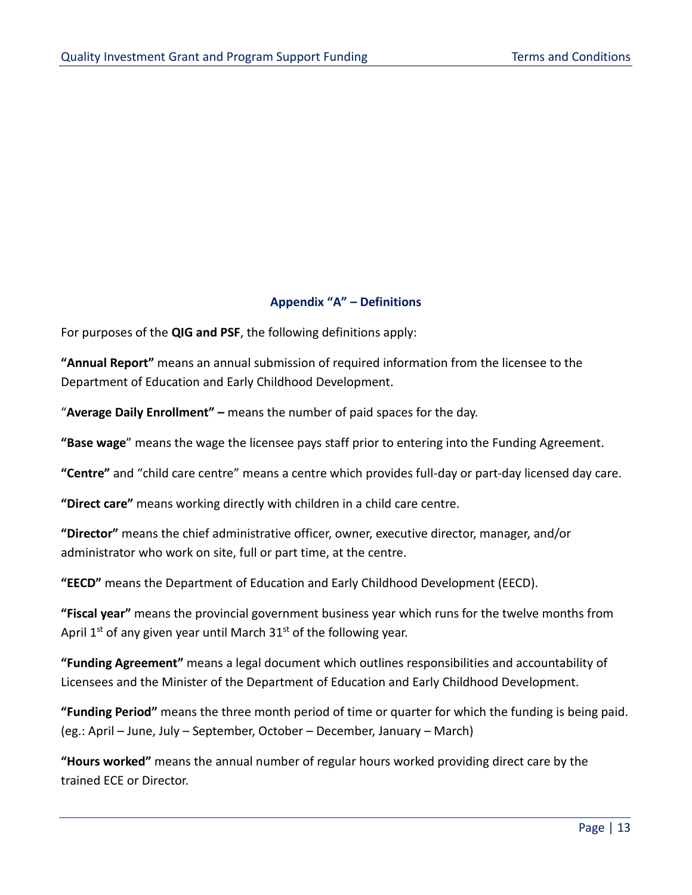## Appendix "A" – Definitions

For purposes of the **QIG and PSF**, the following definitions apply:

**"Annual Report"** means an annual submission of required information from the licensee to the Department of Education and Early Childhood Development.

"**Average Daily Enrollment" –** means the number of paid spaces for the day.

**"Base wage**" means the wage the licensee pays staff prior to entering into the Funding Agreement.

**"Centre"** and "child care centre" means a centre which provides full-day or part-day licensed day care.

**"Direct care"** means working directly with children in a child care centre.

**"Director"** means the chief administrative officer, owner, executive director, manager, and/or administrator who work on site, full or part time, at the centre.

**"EECD"** means the Department of Education and Early Childhood Development (EECD).

**"Fiscal year"** means the provincial government business year which runs for the twelve months from April 1st of any given year until March 31st of the following year.

**"Funding Agreement"** means a legal document which outlines responsibilities and accountability of Licensees and the Minister of the Department of Education and Early Childhood Development.

**"Funding Period"** means the three month period of time or quarter for which the funding is being paid. (eg.: April – June, July – September, October – December, January – March)

**"Hours worked"** means the annual number of regular hours worked providing direct care by the trained ECE or Director.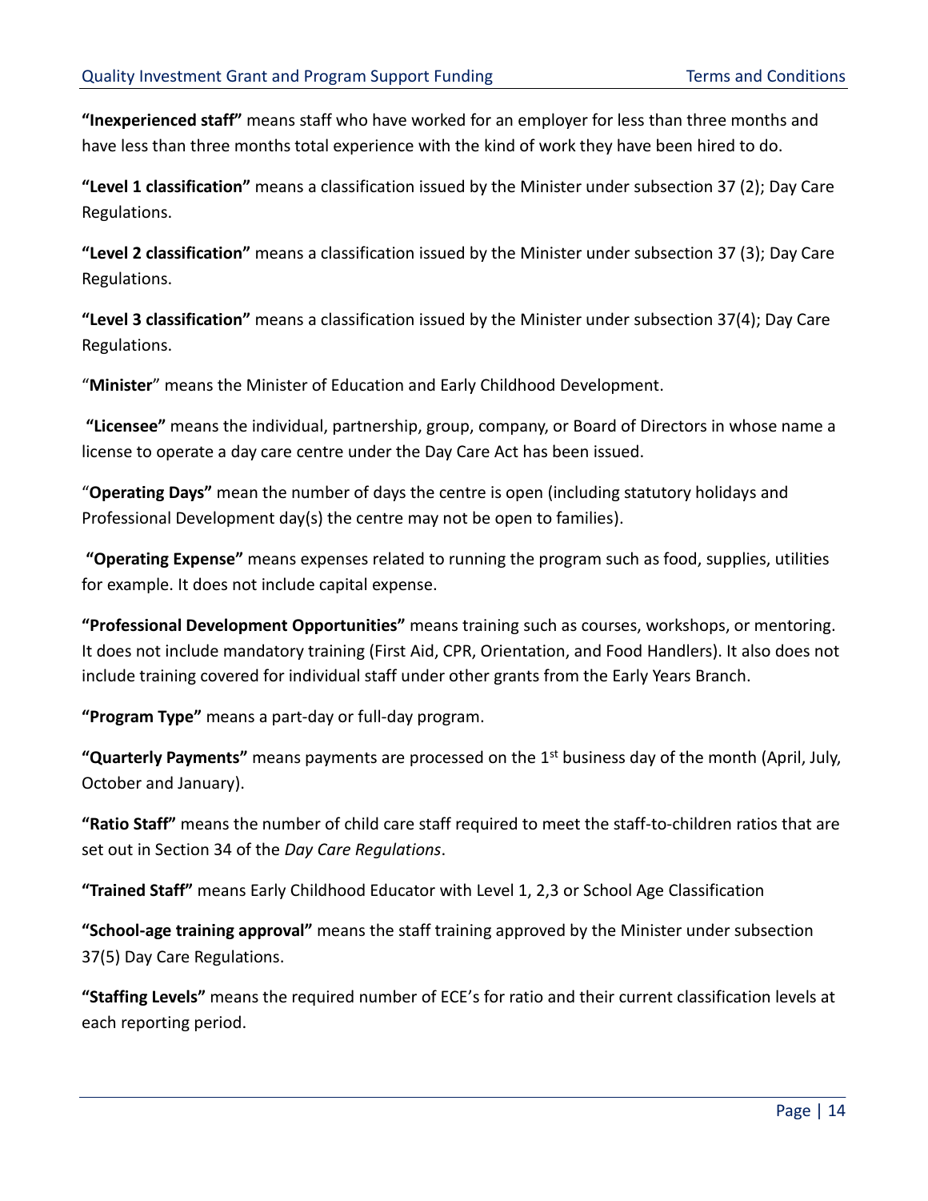**"Inexperienced staff"** means staff who have worked for an employer for less than three months and have less than three months total experience with the kind of work they have been hired to do.

**"Level 1 classification"** means a classification issued by the Minister under subsection 37 (2); Day Care Regulations.

**"Level 2 classification"** means a classification issued by the Minister under subsection 37 (3); Day Care Regulations.

**"Level 3 classification"** means a classification issued by the Minister under subsection 37(4); Day Care Regulations.

"**Minister**" means the Minister of Education and Early Childhood Development.

**"Licensee"** means the individual, partnership, group, company, or Board of Directors in whose name a license to operate a day care centre under the Day Care Act has been issued.

"**Operating Days"** mean the number of days the centre is open (including statutory holidays and Professional Development day(s) the centre may not be open to families).

**"Operating Expense"** means expenses related to running the program such as food, supplies, utilities for example. It does not include capital expense.

**"Professional Development Opportunities"** means training such as courses, workshops, or mentoring. It does not include mandatory training (First Aid, CPR, Orientation, and Food Handlers). It also does not include training covered for individual staff under other grants from the Early Years Branch.

**"Program Type"** means a part-day or full-day program.

**"Quarterly Payments"** means payments are processed on the 1st business day of the month (April, July, October and January).

**"Ratio Staff"** means the number of child care staff required to meet the staff-to-children ratios that are set out in Section 34 of the *Day Care Regulations*.

**"Trained Staff"** means Early Childhood Educator with Level 1, 2,3 or School Age Classification

**"School-age training approval"** means the staff training approved by the Minister under subsection 37(5) Day Care Regulations.

**"Staffing Levels"** means the required number of ECE's for ratio and their current classification levels at each reporting period.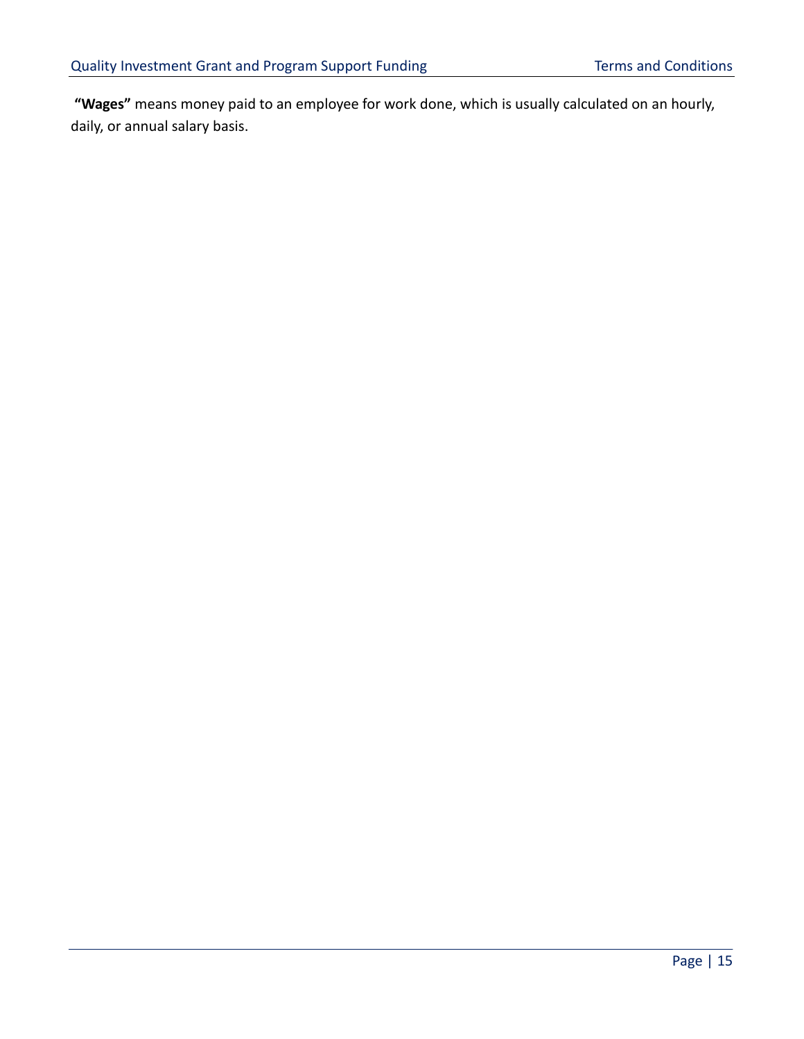**"Wages"** means money paid to an employee for work done, which is usually calculated on an hourly, daily, or annual salary basis.